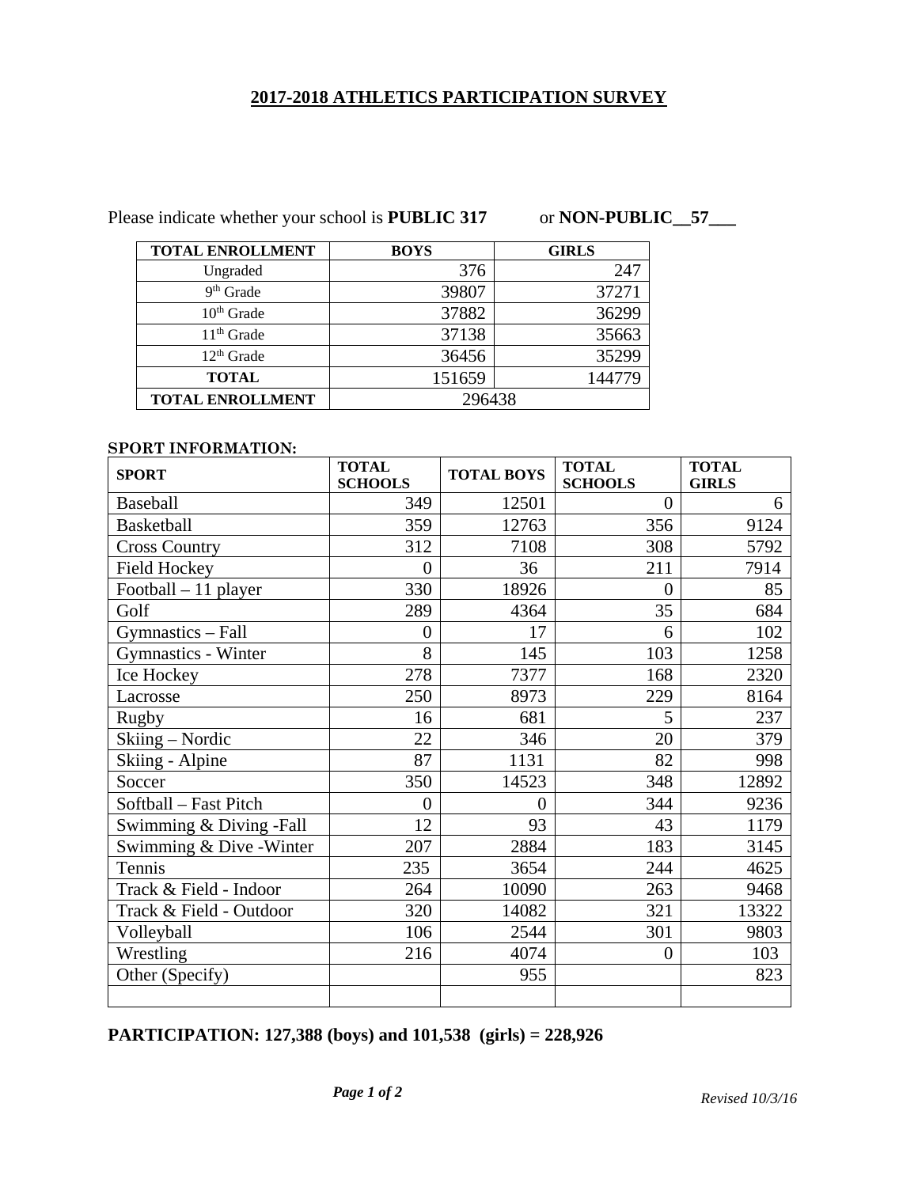# 2017-2018 ATHLETICS PARTICIPATION SURVEY

Please indicate whether your school is **PUBLIC 317** or **NON-PUBLIC__57___**

| TOTAL ENROLLMENT | BOYS | GIRLS |
|---|---|---|
| Ungraded | 376 | 247 |
| 9th Grade | 39807 | 37271 |
| 10th Grade | 37882 | 36299 |
| 11th Grade | 37138 | 35663 |
| 12th Grade | 36456 | 35299 |
| **TOTAL** | 151659 | 144779 |
| **TOTAL ENROLLMENT** | 296438 | |

**SPORT INFORMATION:**

| SPORT | TOTAL SCHOOLS | TOTAL BOYS | TOTAL SCHOOLS | TOTAL GIRLS |
|---|---|---|---|---|
| Baseball | 349 | 12501 | 0 | 6 |
| Basketball | 359 | 12763 | 356 | 9124 |
| Cross Country | 312 | 7108 | 308 | 5792 |
| Field Hockey | 0 | 36 | 211 | 7914 |
| Football – 11 player | 330 | 18926 | 0 | 85 |
| Golf | 289 | 4364 | 35 | 684 |
| Gymnastics – Fall | 0 | 17 | 6 | 102 |
| Gymnastics - Winter | 8 | 145 | 103 | 1258 |
| Ice Hockey | 278 | 7377 | 168 | 2320 |
| Lacrosse | 250 | 8973 | 229 | 8164 |
| Rugby | 16 | 681 | 5 | 237 |
| Skiing – Nordic | 22 | 346 | 20 | 379 |
| Skiing - Alpine | 87 | 1131 | 82 | 998 |
| Soccer | 350 | 14523 | 348 | 12892 |
| Softball – Fast Pitch | 0 | 0 | 344 | 9236 |
| Swimming & Diving -Fall | 12 | 93 | 43 | 1179 |
| Swimming & Dive -Winter | 207 | 2884 | 183 | 3145 |
| Tennis | 235 | 3654 | 244 | 4625 |
| Track & Field - Indoor | 264 | 10090 | 263 | 9468 |
| Track & Field - Outdoor | 320 | 14082 | 321 | 13322 |
| Volleyball | 106 | 2544 | 301 | 9803 |
| Wrestling | 216 | 4074 | 0 | 103 |
| Other (Specify) | | 955 | | 823 |
| | | | | |

**PARTICIPATION: 127,388 (boys) and 101,538 (girls) = 228,926**

*Revised 10/3/16*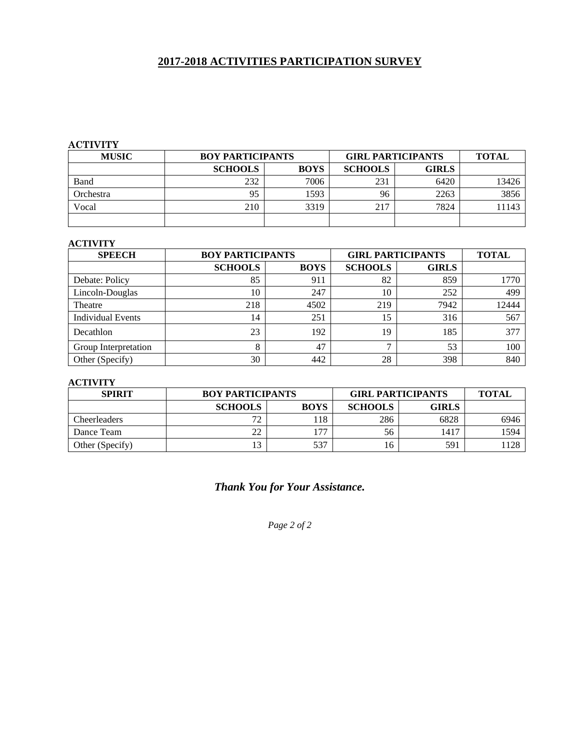## 2017-2018 ACTIVITIES PARTICIPATION SURVEY

**ACTIVITY**

| MUSIC | BOY PARTICIPANTS | | GIRL PARTICIPANTS | | TOTAL |
|---|---|---|---|---|---|
| | SCHOOLS | BOYS | SCHOOLS | GIRLS | |
| Band | 232 | 7006 | 231 | 6420 | 13426 |
| Orchestra | 95 | 1593 | 96 | 2263 | 3856 |
| Vocal | 210 | 3319 | 217 | 7824 | 11143 |
| | | | | | |

**ACTIVITY**

| SPEECH | BOY PARTICIPANTS | | GIRL PARTICIPANTS | | TOTAL |
|---|---|---|---|---|---|
| | SCHOOLS | BOYS | SCHOOLS | GIRLS | |
| Debate: Policy | 85 | 911 | 82 | 859 | 1770 |
| Lincoln-Douglas | 10 | 247 | 10 | 252 | 499 |
| Theatre | 218 | 4502 | 219 | 7942 | 12444 |
| Individual Events | 14 | 251 | 15 | 316 | 567 |
| Decathlon | 23 | 192 | 19 | 185 | 377 |
| Group Interpretation | 8 | 47 | 7 | 53 | 100 |
| Other (Specify) | 30 | 442 | 28 | 398 | 840 |

**ACTIVITY**

| SPIRIT | BOY PARTICIPANTS | | GIRL PARTICIPANTS | | TOTAL |
|---|---|---|---|---|---|
| | SCHOOLS | BOYS | SCHOOLS | GIRLS | |
| Cheerleaders | 72 | 118 | 286 | 6828 | 6946 |
| Dance Team | 22 | 177 | 56 | 1417 | 1594 |
| Other (Specify) | 13 | 537 | 16 | 591 | 1128 |

***Thank You for Your Assistance.***